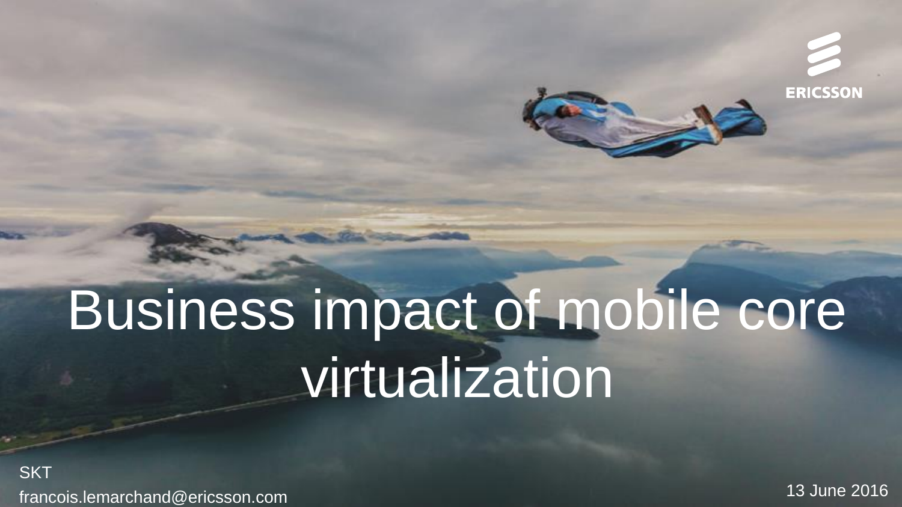ERICSSON

# Business impact of mobile core virtualization

SKT

francois.lemarchand@ericsson.com

13 June 2016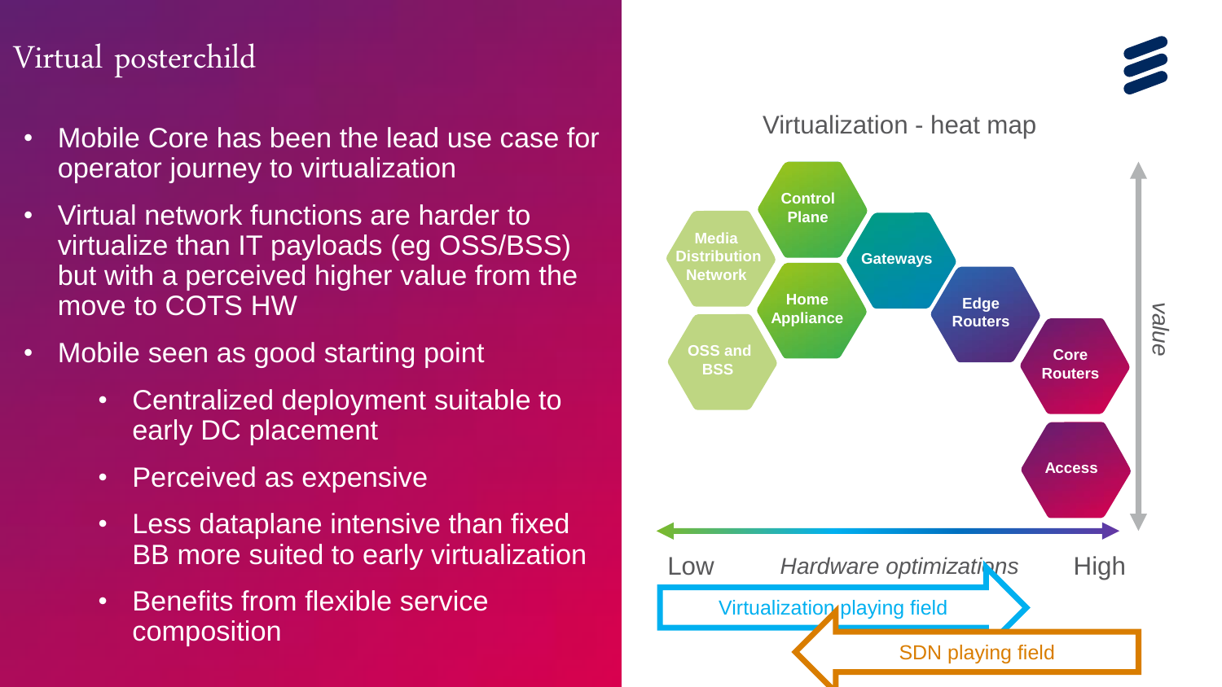# Virtual posterchild

- Mobile Core has been the lead use case for operator journey to virtualization
- Virtual network functions are harder to virtualize than IT payloads (eg OSS/BSS) but with a perceived higher value from the move to COTS HW
- Mobile seen as good starting point
  - Centralized deployment suitable to early DC placement
  - Perceived as expensive
  - Less dataplane intensive than fixed BB more suited to early virtualization
  - Benefits from flexible service composition

Virtualization - heat map

Control Plane
Media Distribution Network
Gateways
Home Appliance
Edge Routers
OSS and BSS
Core Routers
Access

value

Low *Hardware optimizations* High

Virtualization playing field

SDN playing field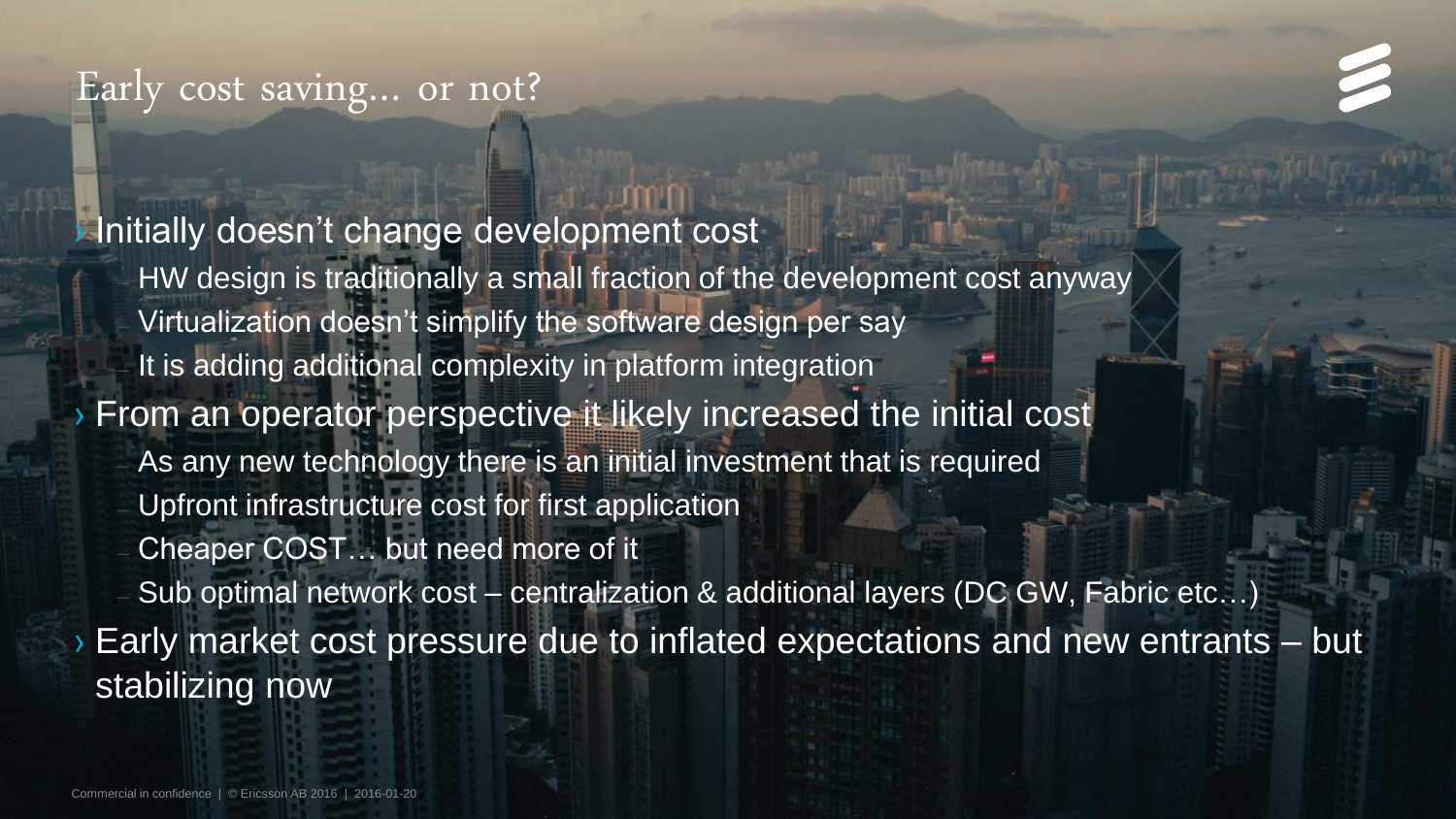# Early cost saving... or not?

- Initially doesn't change development cost
  - HW design is traditionally a small fraction of the development cost anyway
  - Virtualization doesn't simplify the software design per say
  - It is adding additional complexity in platform integration
- From an operator perspective it likely increased the initial cost
  - As any new technology there is an initial investment that is required
  - Upfront infrastructure cost for first application
  - Cheaper COST… but need more of it
  - Sub optimal network cost – centralization & additional layers (DC GW, Fabric etc…)
- Early market cost pressure due to inflated expectations and new entrants – but stabilizing now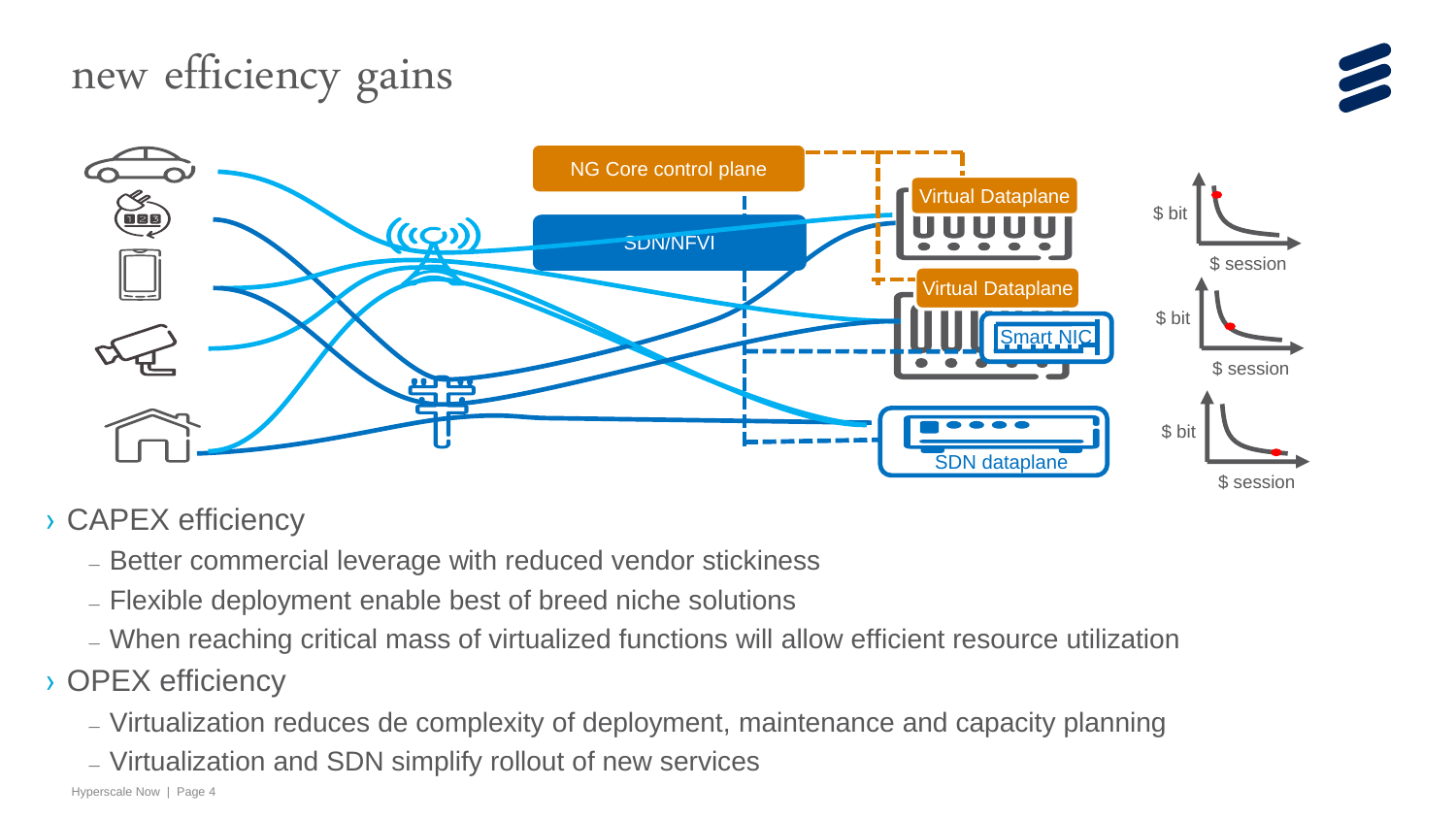# new efficiency gains

NG Core control plane

SDN/NFVI

Virtual Dataplane

Virtual Dataplane

Smart NIC

SDN dataplane

$ bit

$ session

$ bit

$ session

$ bit

$ session

- CAPEX efficiency
  - Better commercial leverage with reduced vendor stickiness
  - Flexible deployment enable best of breed niche solutions
  - When reaching critical mass of virtualized functions will allow efficient resource utilization
- OPEX efficiency
  - Virtualization reduces de complexity of deployment, maintenance and capacity planning
  - Virtualization and SDN simplify rollout of new services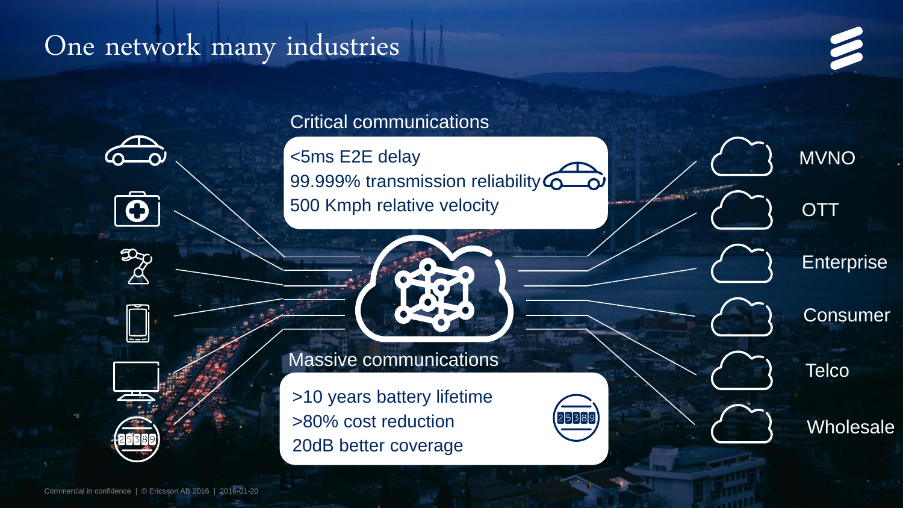# One network many industries

## Critical communications

- <5ms E2E delay
- 99.999% transmission reliability
- 500 Kmph relative velocity

## Massive communications

- >10 years battery lifetime
- >80% cost reduction
- 20dB better coverage

MVNO

OTT

Enterprise

Consumer

Telco

Wholesale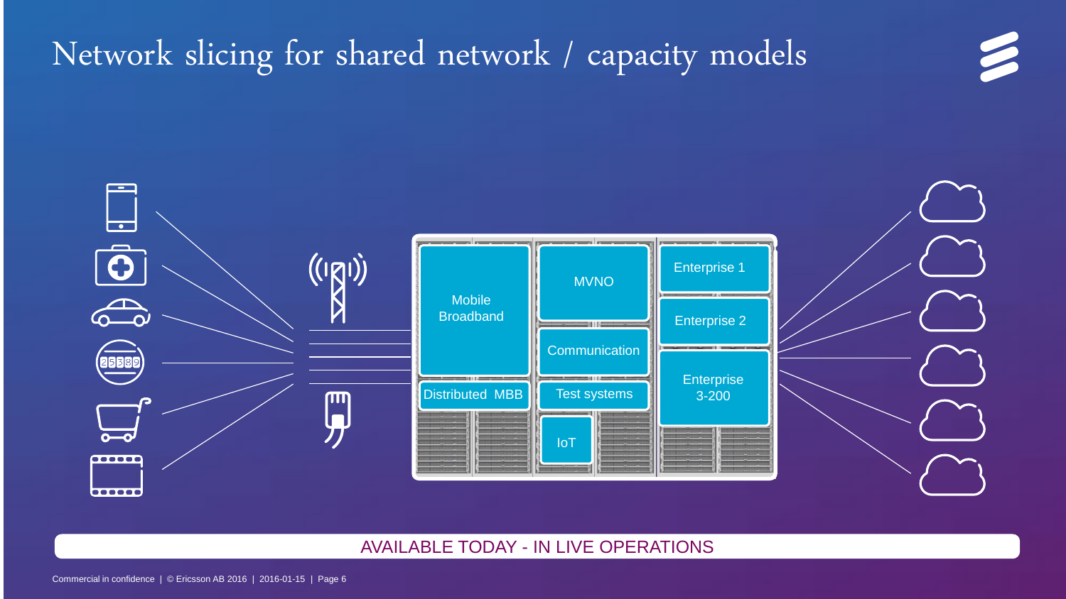# Network slicing for shared network / capacity models

Mobile Broadband

Distributed MBB

MVNO

Communication

Test systems

IoT

Enterprise 1

Enterprise 2

Enterprise 3-200

AVAILABLE TODAY - IN LIVE OPERATIONS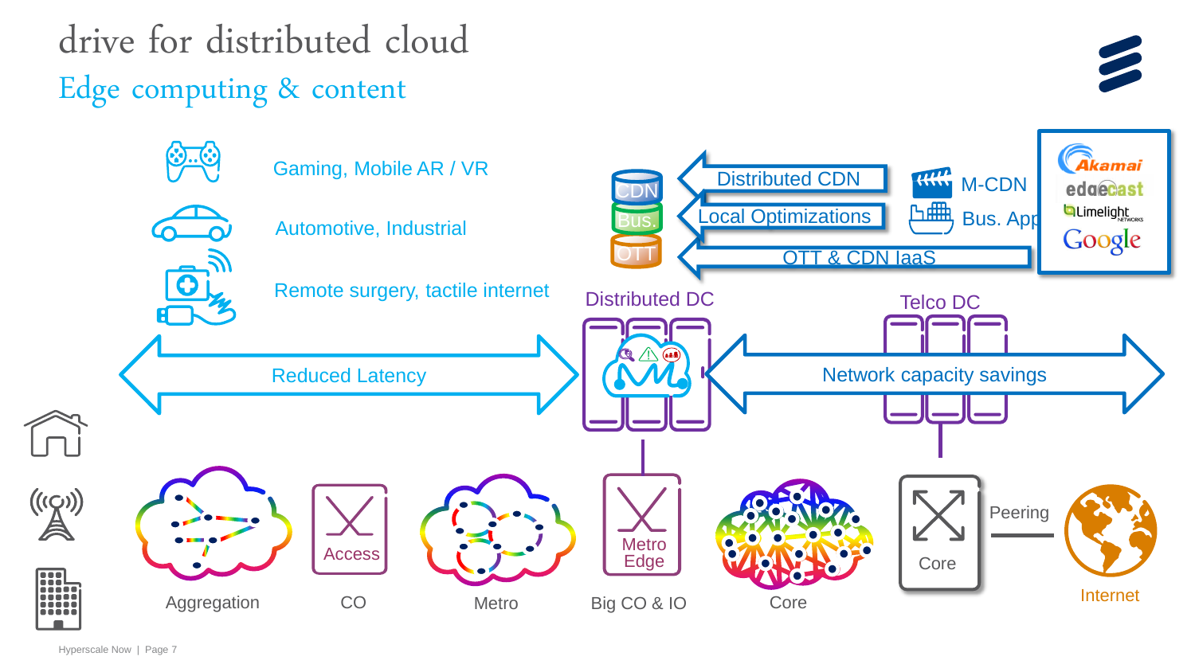# drive for distributed cloud

## Edge computing & content

Gaming, Mobile AR / VR

Automotive, Industrial

Remote surgery, tactile internet

CDN

Bus.

OTT

Distributed CDN

Local Optimizations

OTT & CDN IaaS

M-CDN

Bus. App

Akamai

edgecast

Limelight NETWORKS

Google

Distributed DC

Telco DC

Reduced Latency

Network capacity savings

Aggregation

Access

CO

Metro

Metro Edge

Big CO & IO

Core

Core

Peering

Internet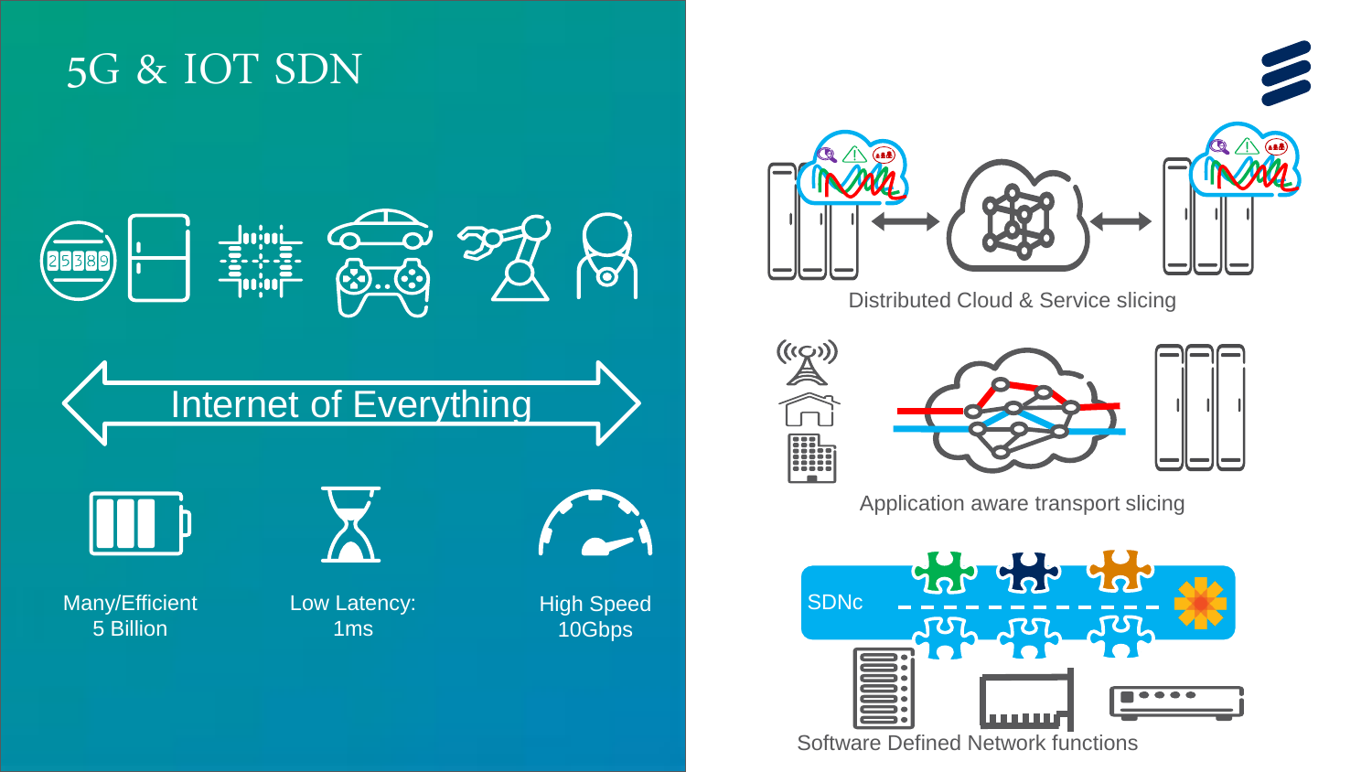# 5G & IOT SDN

Internet of Everything

Many/Efficient
5 Billion

Low Latency:
1ms

High Speed
10Gbps

Distributed Cloud & Service slicing

Application aware transport slicing

SDNc

Software Defined Network functions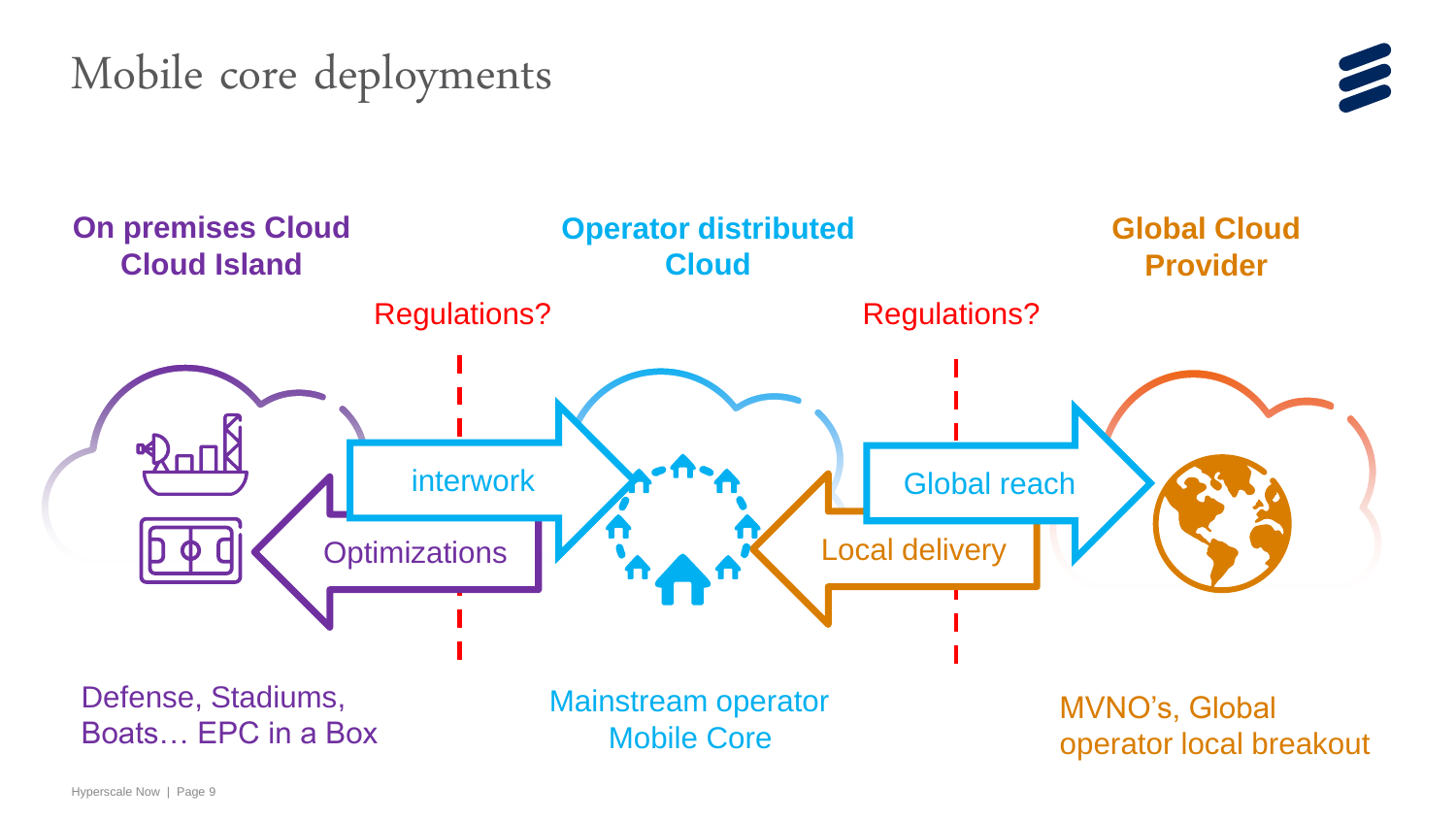# Mobile core deployments

**On premises Cloud Cloud Island**

**Operator distributed Cloud**

**Global Cloud Provider**

Regulations?

Regulations?

interwork

Optimizations

Global reach

Local delivery

Defense, Stadiums, Boats… EPC in a Box

Mainstream operator Mobile Core

MVNO's, Global operator local breakout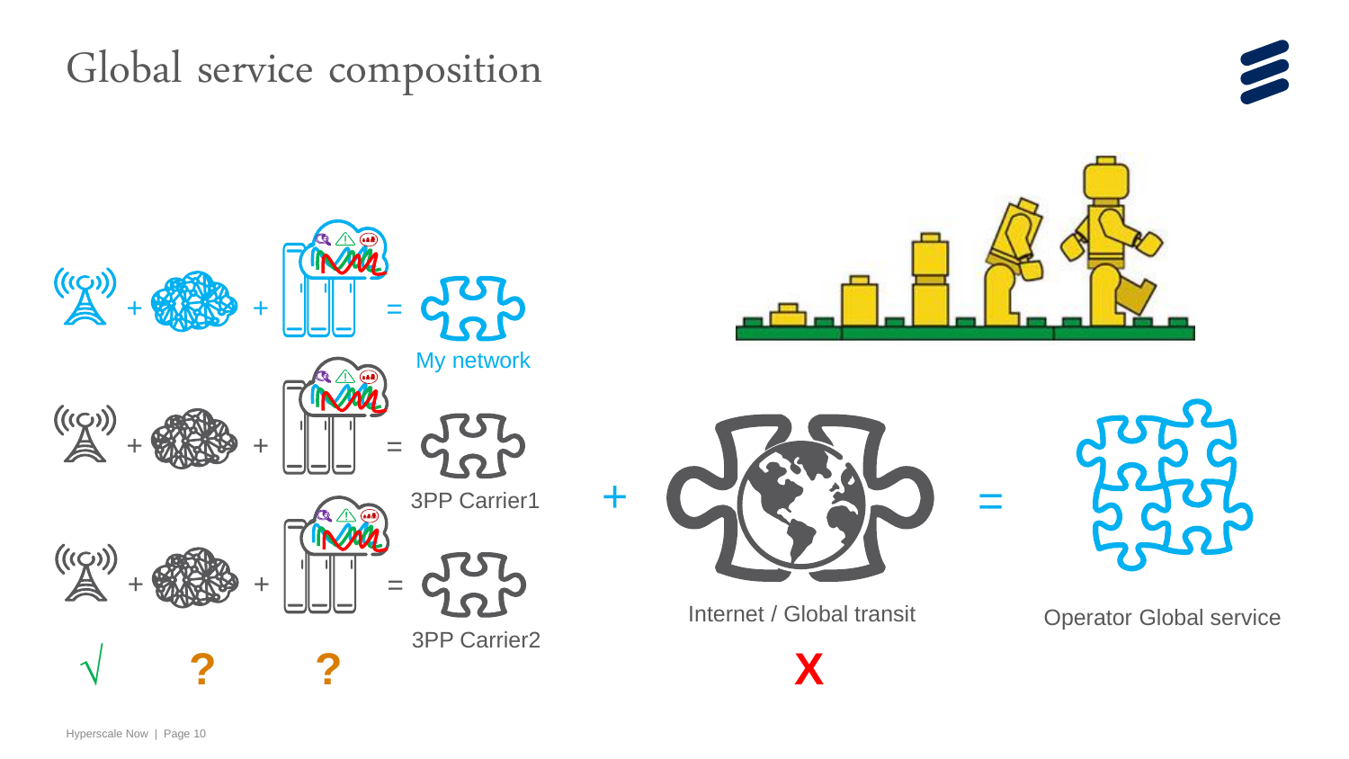# Global service composition

\+ \+ = My network

\+ \+ = 3PP Carrier1

\+ \+ = 3PP Carrier2

√ ? ?

\+ Internet / Global transit = Operator Global service

X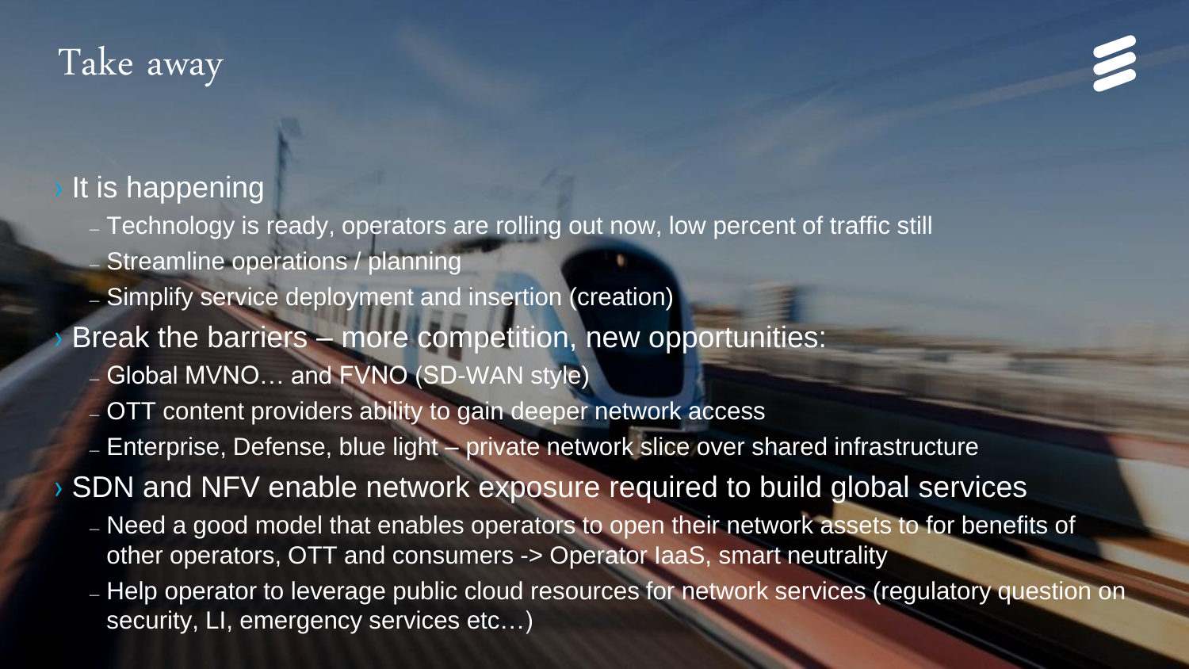# Take away

- It is happening
  - Technology is ready, operators are rolling out now, low percent of traffic still
  - Streamline operations / planning
  - Simplify service deployment and insertion (creation)
- Break the barriers – more competition, new opportunities:
  - Global MVNO… and FVNO (SD-WAN style)
  - OTT content providers ability to gain deeper network access
  - Enterprise, Defense, blue light – private network slice over shared infrastructure
- SDN and NFV enable network exposure required to build global services
  - Need a good model that enables operators to open their network assets to for benefits of other operators, OTT and consumers -> Operator IaaS, smart neutrality
  - Help operator to leverage public cloud resources for network services (regulatory question on security, LI, emergency services etc…)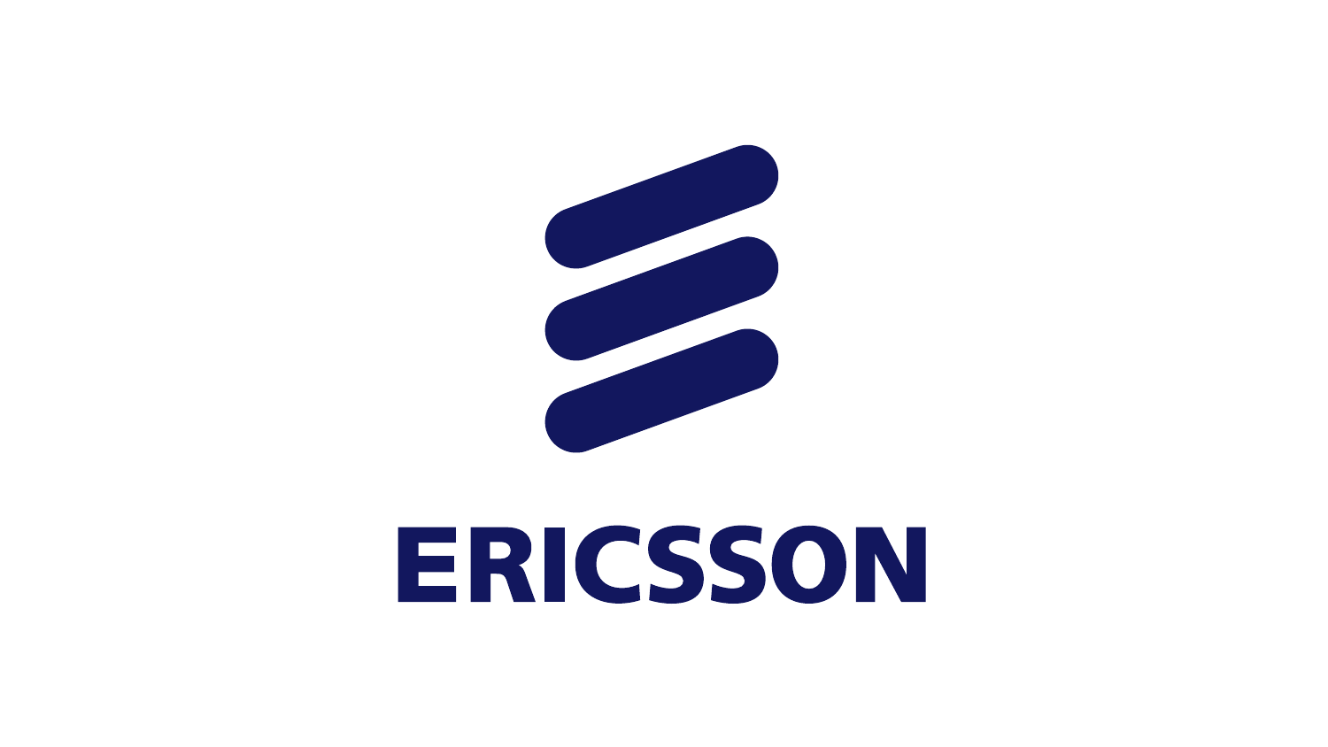ERICSSON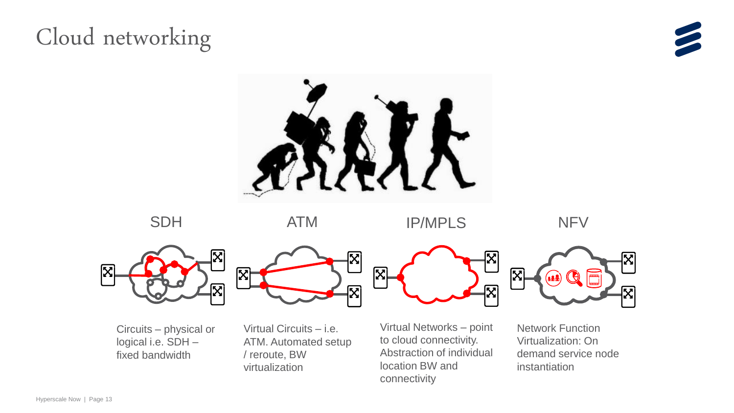# Cloud networking

SDH

Circuits – physical or logical i.e. SDH – fixed bandwidth

ATM

Virtual Circuits – i.e. ATM. Automated setup / reroute, BW virtualization

IP/MPLS

Virtual Networks – point to cloud connectivity. Abstraction of individual location BW and connectivity

NFV

Network Function Virtualization: On demand service node instantiation